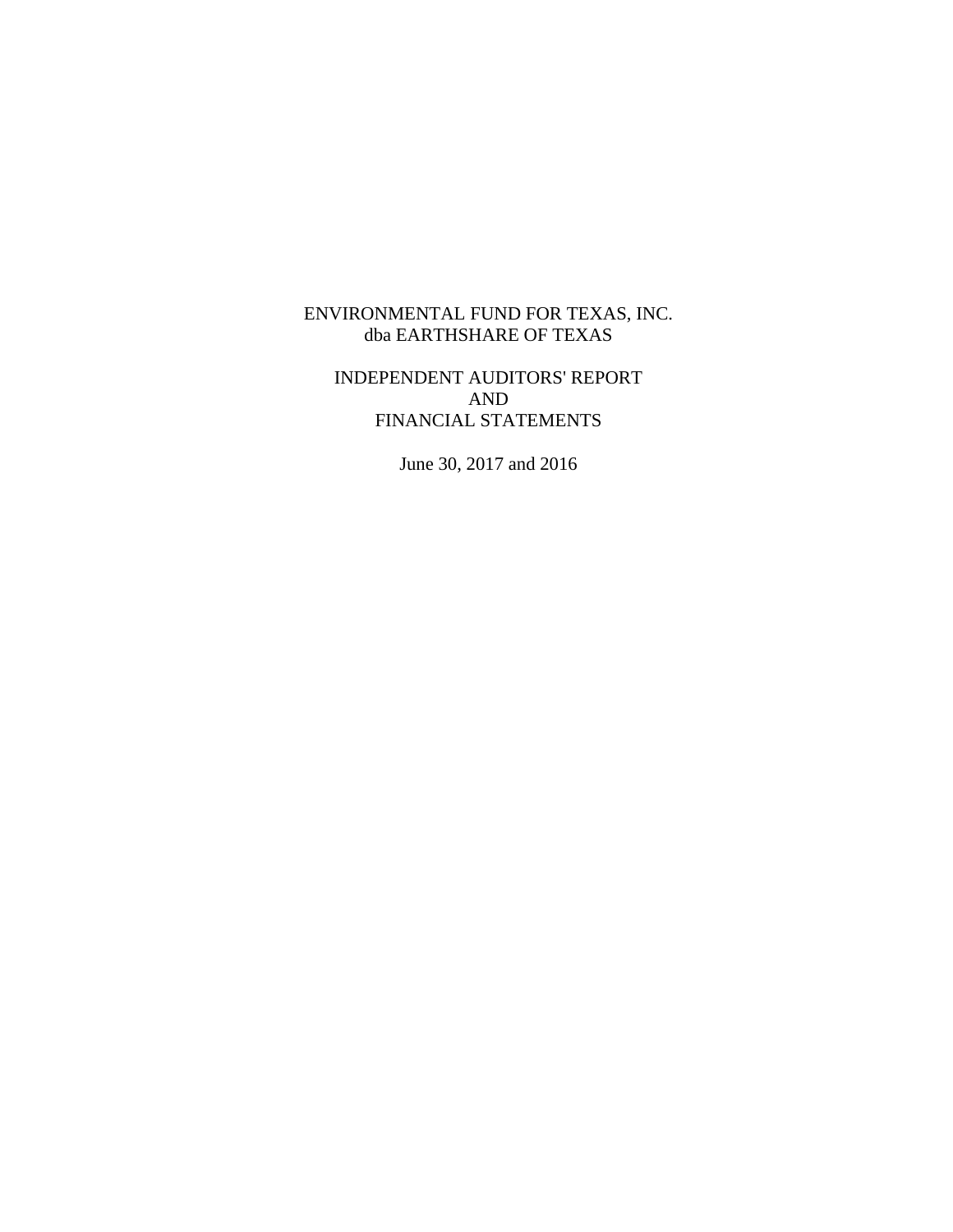# ENVIRONMENTAL FUND FOR TEXAS, INC.
## dba EARTHSHARE OF TEXAS

INDEPENDENT AUDITORS' REPORT
AND
FINANCIAL STATEMENTS

June 30, 2017 and 2016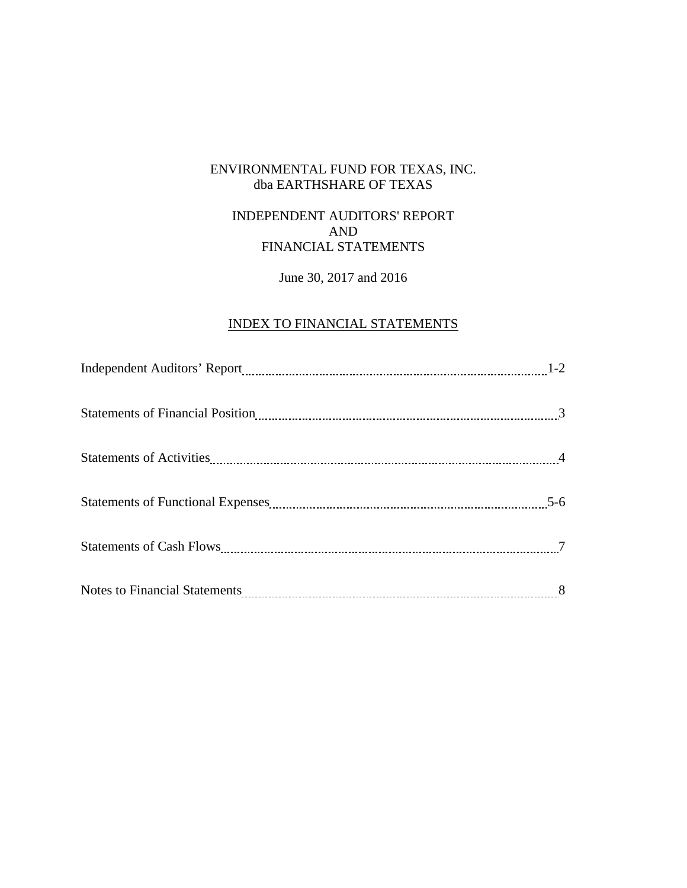# ENVIRONMENTAL FUND FOR TEXAS, INC.
## dba EARTHSHARE OF TEXAS

## INDEPENDENT AUDITORS' REPORT
## AND
## FINANCIAL STATEMENTS

June 30, 2017 and 2016

### INDEX TO FINANCIAL STATEMENTS

| | |
|---|---|
| Independent Auditors' Report | 1-2 |
| Statements of Financial Position | 3 |
| Statements of Activities | 4 |
| Statements of Functional Expenses | 5-6 |
| Statements of Cash Flows | 7 |
| Notes to Financial Statements | 8 |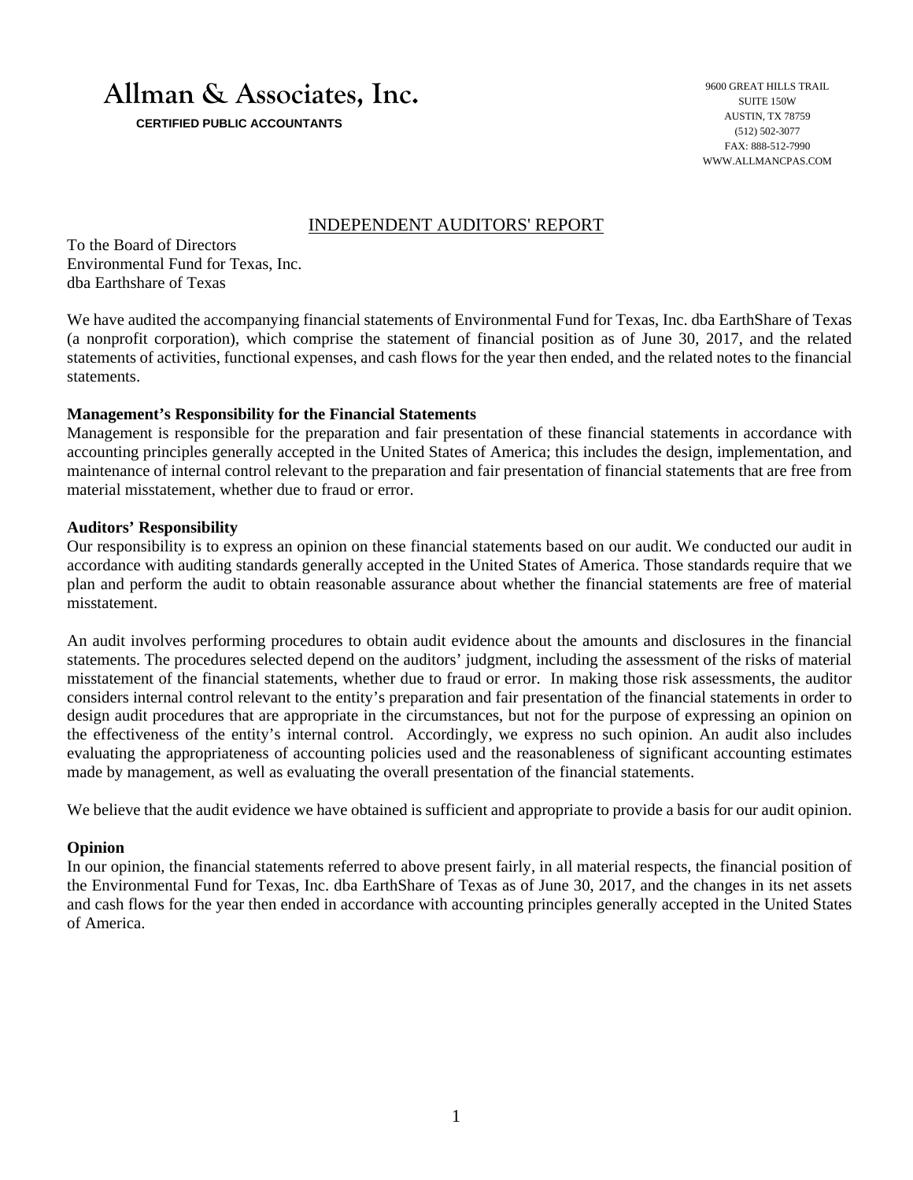# Allman & Associates, Inc.

**CERTIFIED PUBLIC ACCOUNTANTS**

9600 GREAT HILLS TRAIL
SUITE 150W
AUSTIN, TX 78759
(512) 502-3077
FAX: 888-512-7990
WWW.ALLMANCPAS.COM

## INDEPENDENT AUDITORS' REPORT

To the Board of Directors
Environmental Fund for Texas, Inc.
dba Earthshare of Texas

We have audited the accompanying financial statements of Environmental Fund for Texas, Inc. dba EarthShare of Texas (a nonprofit corporation), which comprise the statement of financial position as of June 30, 2017, and the related statements of activities, functional expenses, and cash flows for the year then ended, and the related notes to the financial statements.

**Management's Responsibility for the Financial Statements**
Management is responsible for the preparation and fair presentation of these financial statements in accordance with accounting principles generally accepted in the United States of America; this includes the design, implementation, and maintenance of internal control relevant to the preparation and fair presentation of financial statements that are free from material misstatement, whether due to fraud or error.

**Auditors' Responsibility**
Our responsibility is to express an opinion on these financial statements based on our audit. We conducted our audit in accordance with auditing standards generally accepted in the United States of America. Those standards require that we plan and perform the audit to obtain reasonable assurance about whether the financial statements are free of material misstatement.

An audit involves performing procedures to obtain audit evidence about the amounts and disclosures in the financial statements. The procedures selected depend on the auditors' judgment, including the assessment of the risks of material misstatement of the financial statements, whether due to fraud or error. In making those risk assessments, the auditor considers internal control relevant to the entity's preparation and fair presentation of the financial statements in order to design audit procedures that are appropriate in the circumstances, but not for the purpose of expressing an opinion on the effectiveness of the entity's internal control. Accordingly, we express no such opinion. An audit also includes evaluating the appropriateness of accounting policies used and the reasonableness of significant accounting estimates made by management, as well as evaluating the overall presentation of the financial statements.

We believe that the audit evidence we have obtained is sufficient and appropriate to provide a basis for our audit opinion.

**Opinion**
In our opinion, the financial statements referred to above present fairly, in all material respects, the financial position of the Environmental Fund for Texas, Inc. dba EarthShare of Texas as of June 30, 2017, and the changes in its net assets and cash flows for the year then ended in accordance with accounting principles generally accepted in the United States of America.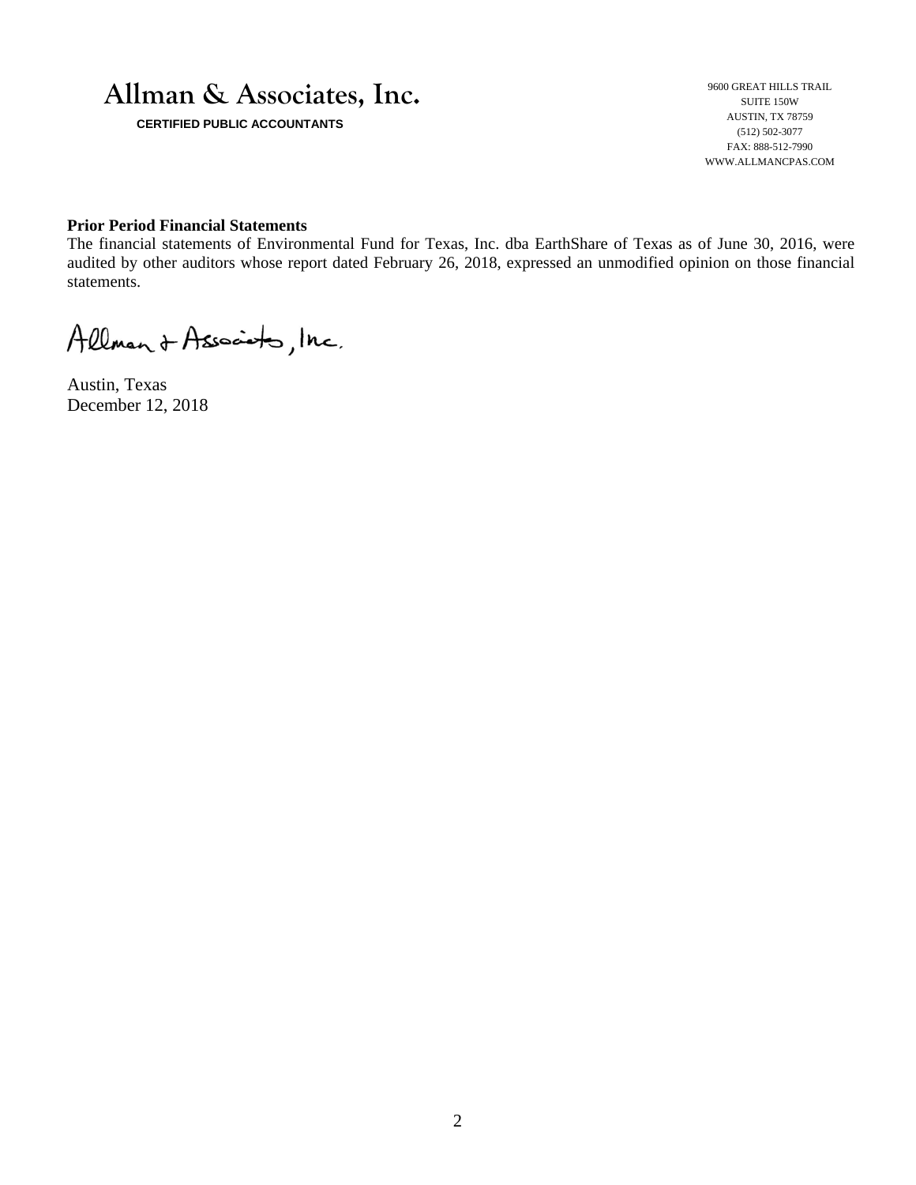# Allman & Associates, Inc.

**CERTIFIED PUBLIC ACCOUNTANTS**

9600 GREAT HILLS TRAIL
SUITE 150W
AUSTIN, TX 78759
(512) 502-3077
FAX: 888-512-7990
WWW.ALLMANCPAS.COM

**Prior Period Financial Statements**

The financial statements of Environmental Fund for Texas, Inc. dba EarthShare of Texas as of June 30, 2016, were audited by other auditors whose report dated February 26, 2018, expressed an unmodified opinion on those financial statements.

Allman & Associates, Inc.

Austin, Texas
December 12, 2018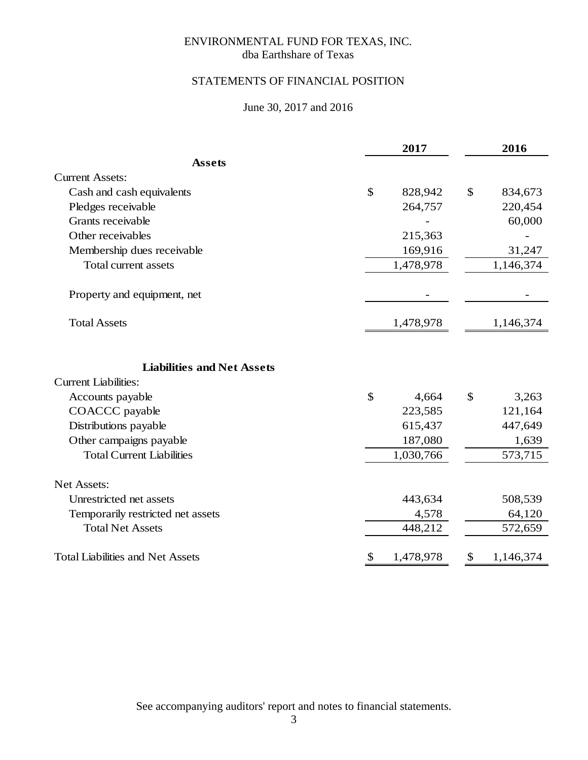# ENVIRONMENTAL FUND FOR TEXAS, INC.
dba Earthshare of Texas

## STATEMENTS OF FINANCIAL POSITION

June 30, 2017 and 2016

| | 2017 | 2016 |
|---|---|---|
| **Assets** | | |
| Current Assets: | | |
| Cash and cash equivalents | $ 828,942 | $ 834,673 |
| Pledges receivable | 264,757 | 220,454 |
| Grants receivable | - | 60,000 |
| Other receivables | 215,363 | - |
| Membership dues receivable | 169,916 | 31,247 |
| Total current assets | 1,478,978 | 1,146,374 |
| Property and equipment, net | - | - |
| Total Assets | 1,478,978 | 1,146,374 |
| **Liabilities and Net Assets** | | |
| Current Liabilities: | | |
| Accounts payable | $ 4,664 | $ 3,263 |
| COACCC payable | 223,585 | 121,164 |
| Distributions payable | 615,437 | 447,649 |
| Other campaigns payable | 187,080 | 1,639 |
| Total Current Liabilities | 1,030,766 | 573,715 |
| Net Assets: | | |
| Unrestricted net assets | 443,634 | 508,539 |
| Temporarily restricted net assets | 4,578 | 64,120 |
| Total Net Assets | 448,212 | 572,659 |
| Total Liabilities and Net Assets | $ 1,478,978 | $ 1,146,374 |

See accompanying auditors' report and notes to financial statements.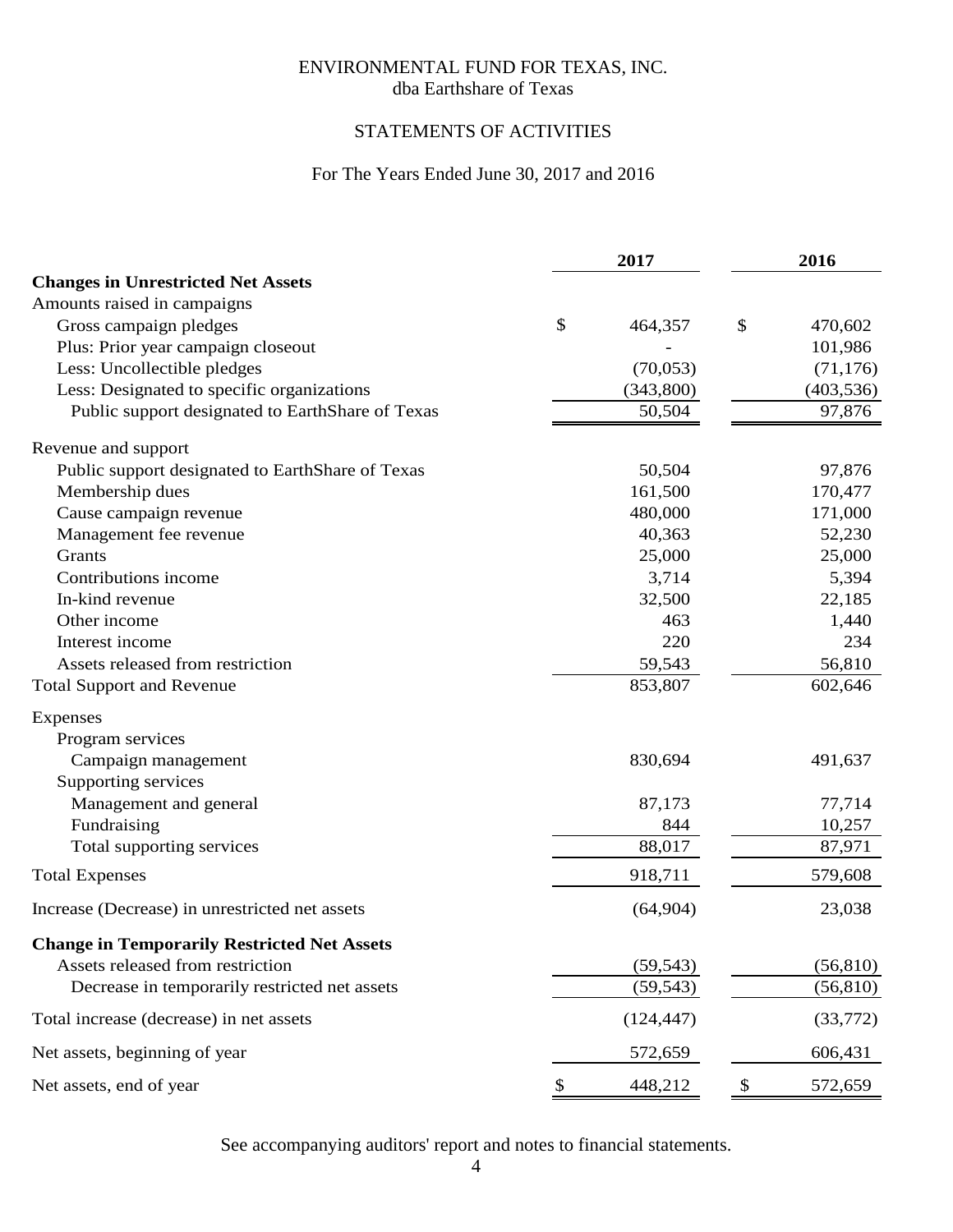# ENVIRONMENTAL FUND FOR TEXAS, INC.
dba Earthshare of Texas

## STATEMENTS OF ACTIVITIES

For The Years Ended June 30, 2017 and 2016

| | 2017 | 2016 |
|---|---|---|
| **Changes in Unrestricted Net Assets** | | |
| Amounts raised in campaigns | | |
| Gross campaign pledges | $ 464,357 | $ 470,602 |
| Plus: Prior year campaign closeout | - | 101,986 |
| Less: Uncollectible pledges | (70,053) | (71,176) |
| Less: Designated to specific organizations | (343,800) | (403,536) |
| Public support designated to EarthShare of Texas | 50,504 | 97,876 |
| Revenue and support | | |
| Public support designated to EarthShare of Texas | 50,504 | 97,876 |
| Membership dues | 161,500 | 170,477 |
| Cause campaign revenue | 480,000 | 171,000 |
| Management fee revenue | 40,363 | 52,230 |
| Grants | 25,000 | 25,000 |
| Contributions income | 3,714 | 5,394 |
| In-kind revenue | 32,500 | 22,185 |
| Other income | 463 | 1,440 |
| Interest income | 220 | 234 |
| Assets released from restriction | 59,543 | 56,810 |
| Total Support and Revenue | 853,807 | 602,646 |
| Expenses | | |
| Program services | | |
| Campaign management | 830,694 | 491,637 |
| Supporting services | | |
| Management and general | 87,173 | 77,714 |
| Fundraising | 844 | 10,257 |
| Total supporting services | 88,017 | 87,971 |
| Total Expenses | 918,711 | 579,608 |
| Increase (Decrease) in unrestricted net assets | (64,904) | 23,038 |
| **Change in Temporarily Restricted Net Assets** | | |
| Assets released from restriction | (59,543) | (56,810) |
| Decrease in temporarily restricted net assets | (59,543) | (56,810) |
| Total increase (decrease) in net assets | (124,447) | (33,772) |
| Net assets, beginning of year | 572,659 | 606,431 |
| Net assets, end of year | $ 448,212 | $ 572,659 |

See accompanying auditors' report and notes to financial statements.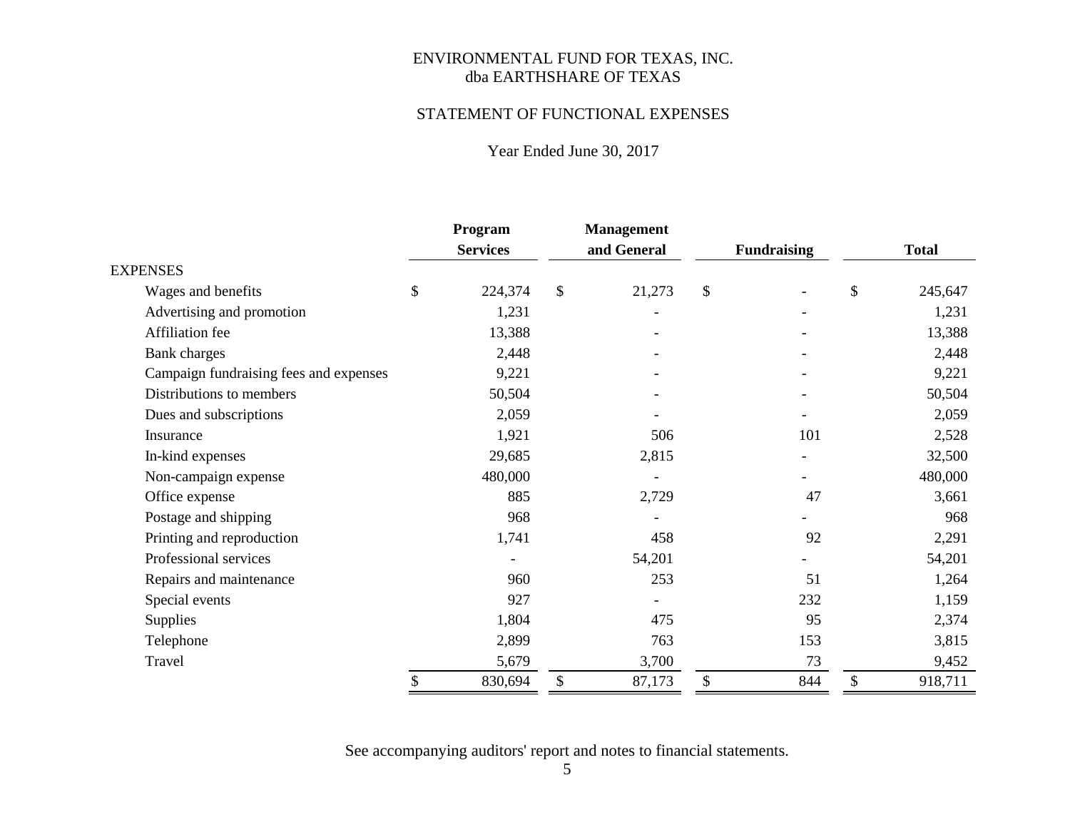# ENVIRONMENTAL FUND FOR TEXAS, INC.
## dba EARTHSHARE OF TEXAS

## STATEMENT OF FUNCTIONAL EXPENSES

Year Ended June 30, 2017

| | Program Services | Management and General | Fundraising | Total |
|---|---|---|---|---|
| EXPENSES | | | | |
| Wages and benefits | $ 224,374 | $ 21,273 | $ - | $ 245,647 |
| Advertising and promotion | 1,231 | - | - | 1,231 |
| Affiliation fee | 13,388 | - | - | 13,388 |
| Bank charges | 2,448 | - | - | 2,448 |
| Campaign fundraising fees and expenses | 9,221 | - | - | 9,221 |
| Distributions to members | 50,504 | - | - | 50,504 |
| Dues and subscriptions | 2,059 | - | - | 2,059 |
| Insurance | 1,921 | 506 | 101 | 2,528 |
| In-kind expenses | 29,685 | 2,815 | - | 32,500 |
| Non-campaign expense | 480,000 | - | - | 480,000 |
| Office expense | 885 | 2,729 | 47 | 3,661 |
| Postage and shipping | 968 | - | - | 968 |
| Printing and reproduction | 1,741 | 458 | 92 | 2,291 |
| Professional services | - | 54,201 | - | 54,201 |
| Repairs and maintenance | 960 | 253 | 51 | 1,264 |
| Special events | 927 | - | 232 | 1,159 |
| Supplies | 1,804 | 475 | 95 | 2,374 |
| Telephone | 2,899 | 763 | 153 | 3,815 |
| Travel | 5,679 | 3,700 | 73 | 9,452 |
| | $ 830,694 | $ 87,173 | $ 844 | $ 918,711 |

See accompanying auditors' report and notes to financial statements.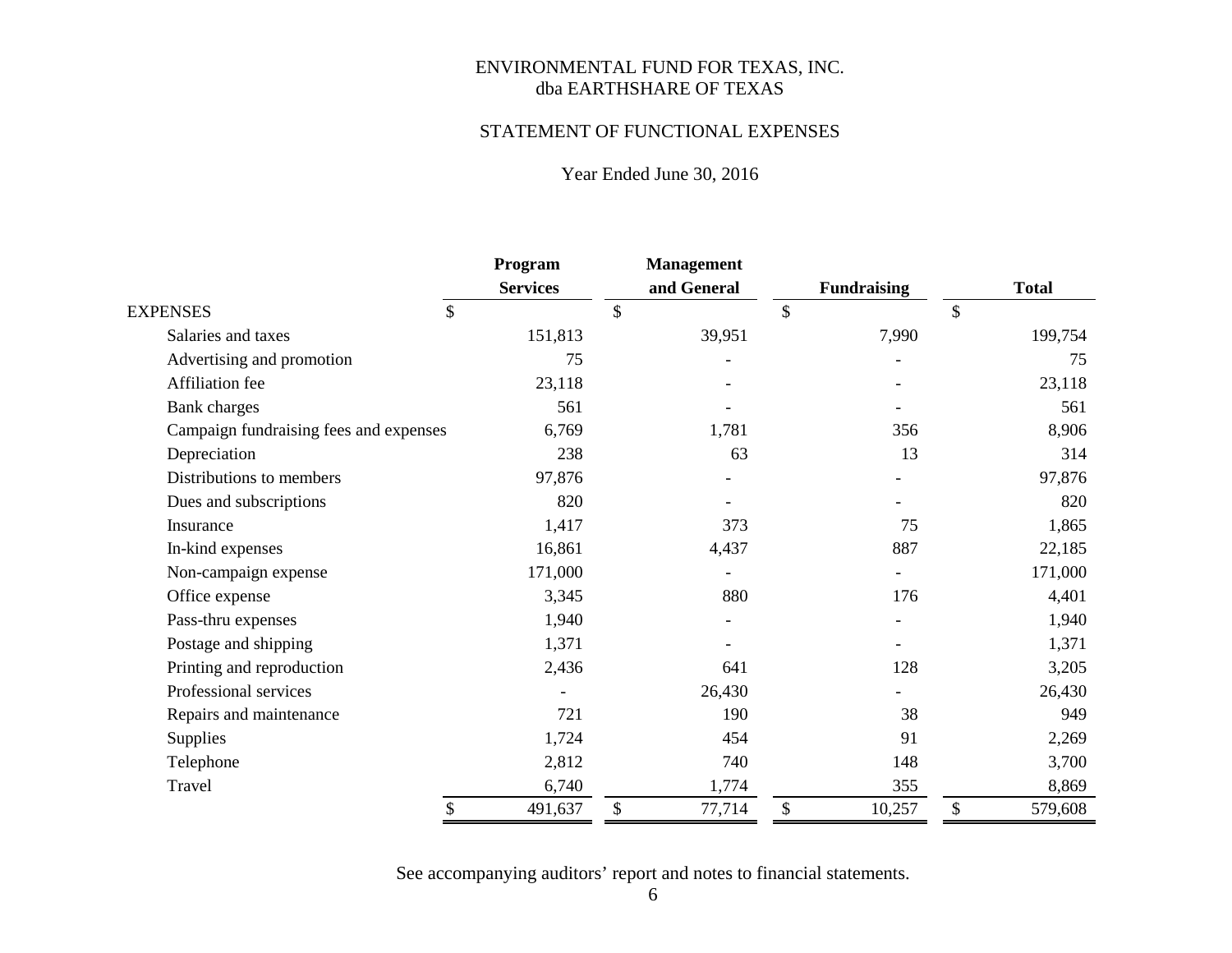# ENVIRONMENTAL FUND FOR TEXAS, INC.
## dba EARTHSHARE OF TEXAS

## STATEMENT OF FUNCTIONAL EXPENSES

Year Ended June 30, 2016

| | Program Services | Management and General | Fundraising | Total |
|---|---|---|---|---|
| EXPENSES | $ | $ | $ | $ |
| Salaries and taxes | 151,813 | 39,951 | 7,990 | 199,754 |
| Advertising and promotion | 75 | - | - | 75 |
| Affiliation fee | 23,118 | - | - | 23,118 |
| Bank charges | 561 | - | - | 561 |
| Campaign fundraising fees and expenses | 6,769 | 1,781 | 356 | 8,906 |
| Depreciation | 238 | 63 | 13 | 314 |
| Distributions to members | 97,876 | - | - | 97,876 |
| Dues and subscriptions | 820 | - | - | 820 |
| Insurance | 1,417 | 373 | 75 | 1,865 |
| In-kind expenses | 16,861 | 4,437 | 887 | 22,185 |
| Non-campaign expense | 171,000 | - | - | 171,000 |
| Office expense | 3,345 | 880 | 176 | 4,401 |
| Pass-thru expenses | 1,940 | - | - | 1,940 |
| Postage and shipping | 1,371 | - | - | 1,371 |
| Printing and reproduction | 2,436 | 641 | 128 | 3,205 |
| Professional services | - | 26,430 | - | 26,430 |
| Repairs and maintenance | 721 | 190 | 38 | 949 |
| Supplies | 1,724 | 454 | 91 | 2,269 |
| Telephone | 2,812 | 740 | 148 | 3,700 |
| Travel | 6,740 | 1,774 | 355 | 8,869 |
| | $ 491,637 | $ 77,714 | $ 10,257 | $ 579,608 |

See accompanying auditors' report and notes to financial statements.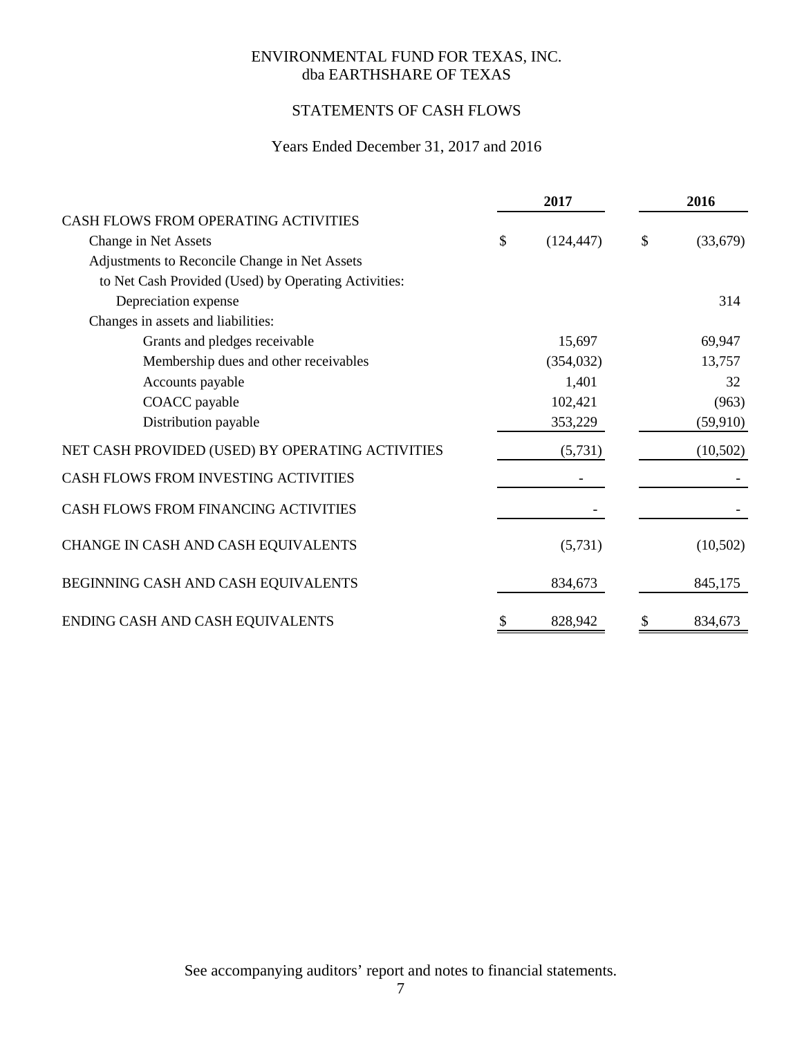# ENVIRONMENTAL FUND FOR TEXAS, INC.
## dba EARTHSHARE OF TEXAS

## STATEMENTS OF CASH FLOWS

### Years Ended December 31, 2017 and 2016

| | 2017 | 2016 |
|---|---|---|
| CASH FLOWS FROM OPERATING ACTIVITIES | | |
| Change in Net Assets | $ (124,447) | $ (33,679) |
| Adjustments to Reconcile Change in Net Assets to Net Cash Provided (Used) by Operating Activities: | | |
| Depreciation expense | | 314 |
| Changes in assets and liabilities: | | |
| Grants and pledges receivable | 15,697 | 69,947 |
| Membership dues and other receivables | (354,032) | 13,757 |
| Accounts payable | 1,401 | 32 |
| COACC payable | 102,421 | (963) |
| Distribution payable | 353,229 | (59,910) |
| NET CASH PROVIDED (USED) BY OPERATING ACTIVITIES | (5,731) | (10,502) |
| CASH FLOWS FROM INVESTING ACTIVITIES | - | - |
| CASH FLOWS FROM FINANCING ACTIVITIES | - | - |
| CHANGE IN CASH AND CASH EQUIVALENTS | (5,731) | (10,502) |
| BEGINNING CASH AND CASH EQUIVALENTS | 834,673 | 845,175 |
| ENDING CASH AND CASH EQUIVALENTS | $ 828,942 | $ 834,673 |

See accompanying auditors' report and notes to financial statements.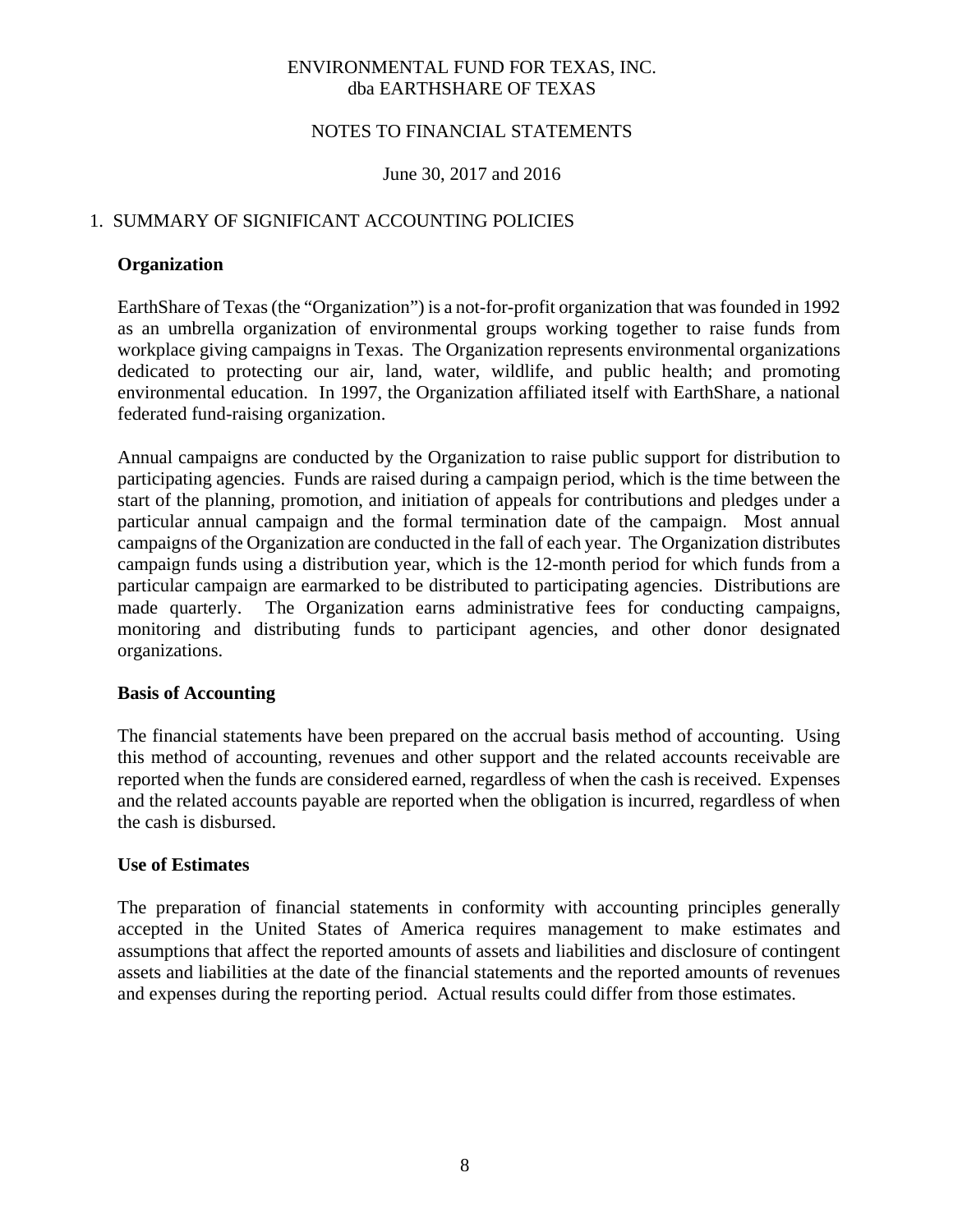ENVIRONMENTAL FUND FOR TEXAS, INC.
dba EARTHSHARE OF TEXAS

NOTES TO FINANCIAL STATEMENTS

June 30, 2017 and 2016

## 1. SUMMARY OF SIGNIFICANT ACCOUNTING POLICIES

### Organization

EarthShare of Texas (the "Organization") is a not-for-profit organization that was founded in 1992 as an umbrella organization of environmental groups working together to raise funds from workplace giving campaigns in Texas. The Organization represents environmental organizations dedicated to protecting our air, land, water, wildlife, and public health; and promoting environmental education. In 1997, the Organization affiliated itself with EarthShare, a national federated fund-raising organization.

Annual campaigns are conducted by the Organization to raise public support for distribution to participating agencies. Funds are raised during a campaign period, which is the time between the start of the planning, promotion, and initiation of appeals for contributions and pledges under a particular annual campaign and the formal termination date of the campaign. Most annual campaigns of the Organization are conducted in the fall of each year. The Organization distributes campaign funds using a distribution year, which is the 12-month period for which funds from a particular campaign are earmarked to be distributed to participating agencies. Distributions are made quarterly. The Organization earns administrative fees for conducting campaigns, monitoring and distributing funds to participant agencies, and other donor designated organizations.

### Basis of Accounting

The financial statements have been prepared on the accrual basis method of accounting. Using this method of accounting, revenues and other support and the related accounts receivable are reported when the funds are considered earned, regardless of when the cash is received. Expenses and the related accounts payable are reported when the obligation is incurred, regardless of when the cash is disbursed.

### Use of Estimates

The preparation of financial statements in conformity with accounting principles generally accepted in the United States of America requires management to make estimates and assumptions that affect the reported amounts of assets and liabilities and disclosure of contingent assets and liabilities at the date of the financial statements and the reported amounts of revenues and expenses during the reporting period. Actual results could differ from those estimates.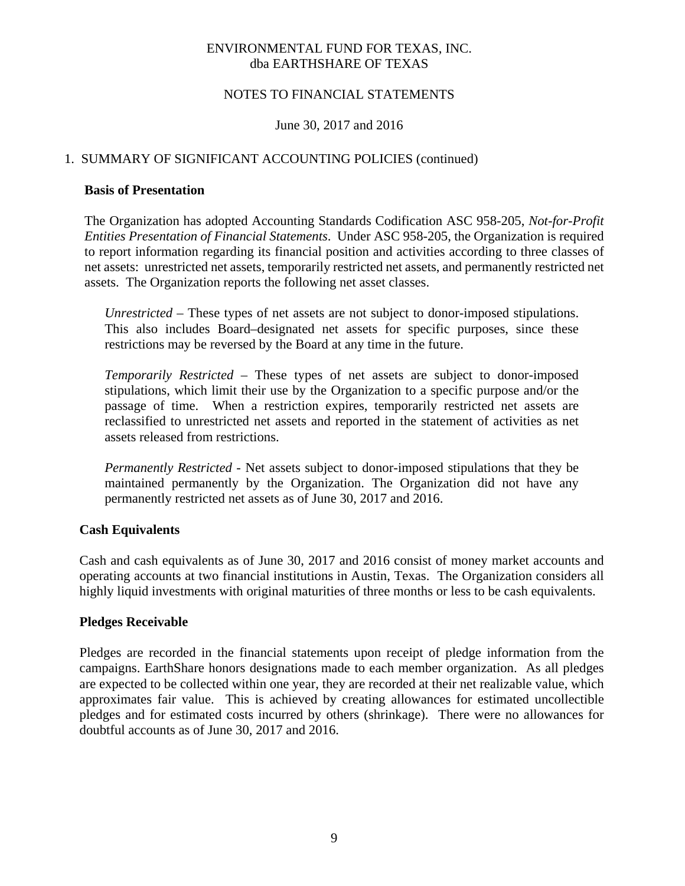ENVIRONMENTAL FUND FOR TEXAS, INC.
dba EARTHSHARE OF TEXAS

NOTES TO FINANCIAL STATEMENTS

June 30, 2017 and 2016

1. SUMMARY OF SIGNIFICANT ACCOUNTING POLICIES (continued)

**Basis of Presentation**

The Organization has adopted Accounting Standards Codification ASC 958-205, *Not-for-Profit Entities Presentation of Financial Statements*. Under ASC 958-205, the Organization is required to report information regarding its financial position and activities according to three classes of net assets: unrestricted net assets, temporarily restricted net assets, and permanently restricted net assets. The Organization reports the following net asset classes.

*Unrestricted* – These types of net assets are not subject to donor-imposed stipulations. This also includes Board–designated net assets for specific purposes, since these restrictions may be reversed by the Board at any time in the future.

*Temporarily Restricted* – These types of net assets are subject to donor-imposed stipulations, which limit their use by the Organization to a specific purpose and/or the passage of time. When a restriction expires, temporarily restricted net assets are reclassified to unrestricted net assets and reported in the statement of activities as net assets released from restrictions.

*Permanently Restricted* - Net assets subject to donor-imposed stipulations that they be maintained permanently by the Organization. The Organization did not have any permanently restricted net assets as of June 30, 2017 and 2016.

**Cash Equivalents**

Cash and cash equivalents as of June 30, 2017 and 2016 consist of money market accounts and operating accounts at two financial institutions in Austin, Texas. The Organization considers all highly liquid investments with original maturities of three months or less to be cash equivalents.

**Pledges Receivable**

Pledges are recorded in the financial statements upon receipt of pledge information from the campaigns. EarthShare honors designations made to each member organization. As all pledges are expected to be collected within one year, they are recorded at their net realizable value, which approximates fair value. This is achieved by creating allowances for estimated uncollectible pledges and for estimated costs incurred by others (shrinkage). There were no allowances for doubtful accounts as of June 30, 2017 and 2016.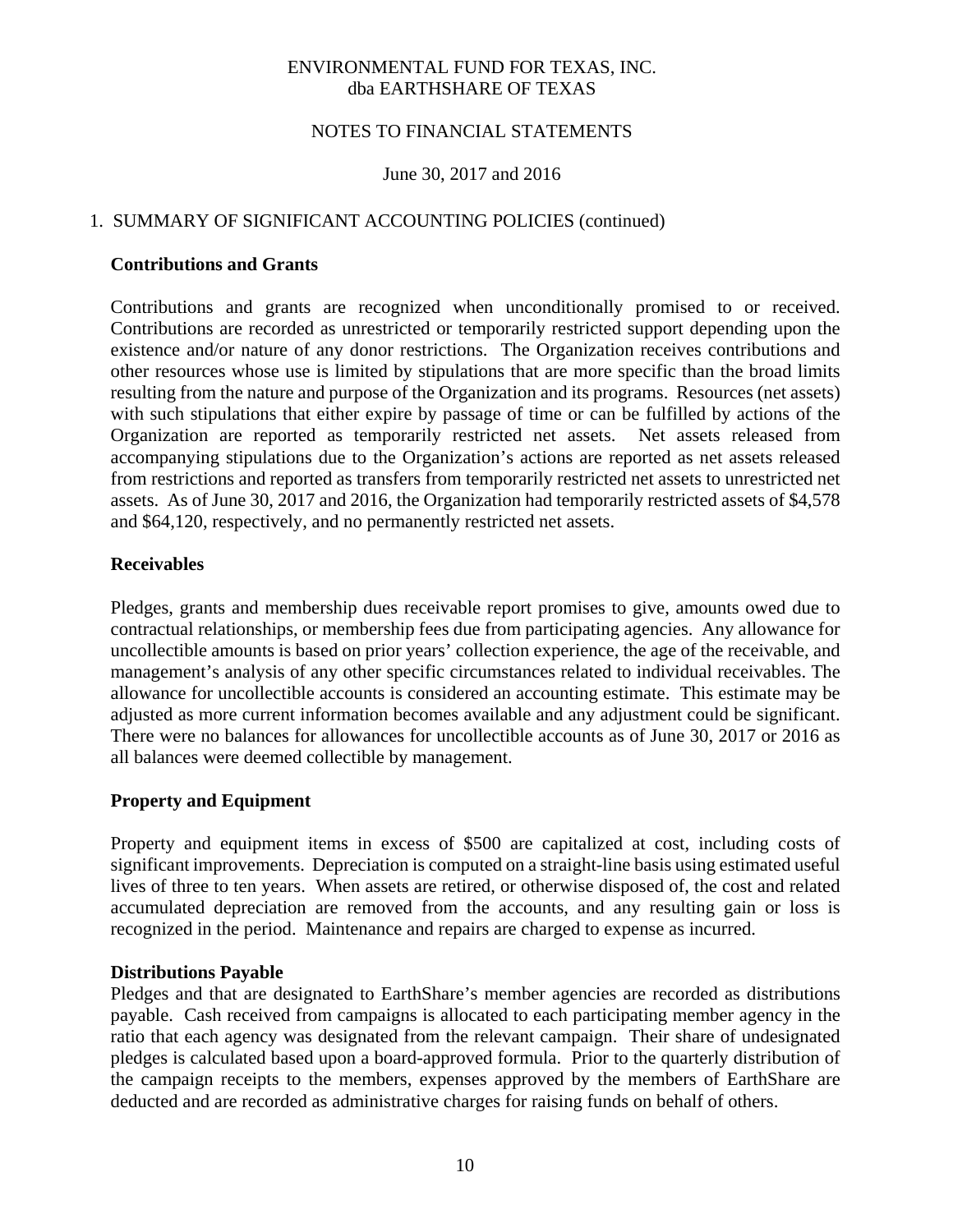ENVIRONMENTAL FUND FOR TEXAS, INC.
dba EARTHSHARE OF TEXAS

NOTES TO FINANCIAL STATEMENTS

June 30, 2017 and 2016

1. SUMMARY OF SIGNIFICANT ACCOUNTING POLICIES (continued)

**Contributions and Grants**

Contributions and grants are recognized when unconditionally promised to or received. Contributions are recorded as unrestricted or temporarily restricted support depending upon the existence and/or nature of any donor restrictions. The Organization receives contributions and other resources whose use is limited by stipulations that are more specific than the broad limits resulting from the nature and purpose of the Organization and its programs. Resources (net assets) with such stipulations that either expire by passage of time or can be fulfilled by actions of the Organization are reported as temporarily restricted net assets. Net assets released from accompanying stipulations due to the Organization's actions are reported as net assets released from restrictions and reported as transfers from temporarily restricted net assets to unrestricted net assets. As of June 30, 2017 and 2016, the Organization had temporarily restricted assets of $4,578 and $64,120, respectively, and no permanently restricted net assets.

**Receivables**

Pledges, grants and membership dues receivable report promises to give, amounts owed due to contractual relationships, or membership fees due from participating agencies. Any allowance for uncollectible amounts is based on prior years' collection experience, the age of the receivable, and management's analysis of any other specific circumstances related to individual receivables. The allowance for uncollectible accounts is considered an accounting estimate. This estimate may be adjusted as more current information becomes available and any adjustment could be significant. There were no balances for allowances for uncollectible accounts as of June 30, 2017 or 2016 as all balances were deemed collectible by management.

**Property and Equipment**

Property and equipment items in excess of $500 are capitalized at cost, including costs of significant improvements. Depreciation is computed on a straight-line basis using estimated useful lives of three to ten years. When assets are retired, or otherwise disposed of, the cost and related accumulated depreciation are removed from the accounts, and any resulting gain or loss is recognized in the period. Maintenance and repairs are charged to expense as incurred.

**Distributions Payable**

Pledges and that are designated to EarthShare's member agencies are recorded as distributions payable. Cash received from campaigns is allocated to each participating member agency in the ratio that each agency was designated from the relevant campaign. Their share of undesignated pledges is calculated based upon a board-approved formula. Prior to the quarterly distribution of the campaign receipts to the members, expenses approved by the members of EarthShare are deducted and are recorded as administrative charges for raising funds on behalf of others.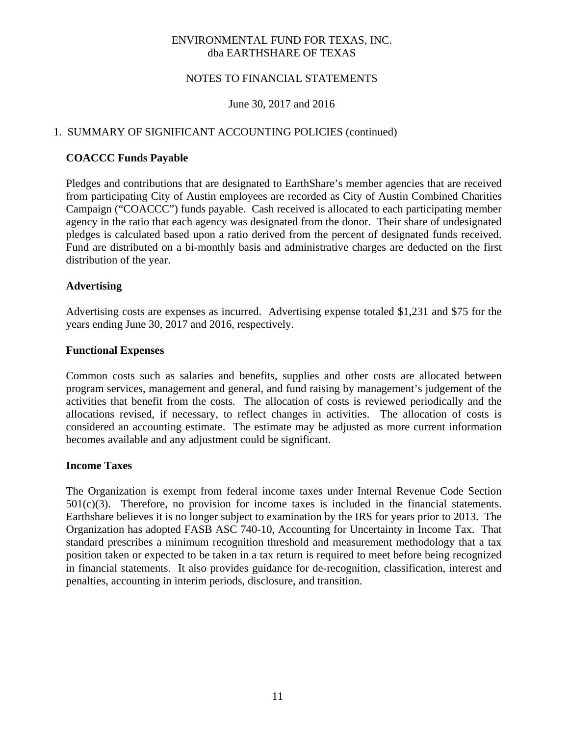ENVIRONMENTAL FUND FOR TEXAS, INC.
dba EARTHSHARE OF TEXAS

NOTES TO FINANCIAL STATEMENTS

June 30, 2017 and 2016

1. SUMMARY OF SIGNIFICANT ACCOUNTING POLICIES (continued)

**COACCC Funds Payable**

Pledges and contributions that are designated to EarthShare's member agencies that are received from participating City of Austin employees are recorded as City of Austin Combined Charities Campaign ("COACCC") funds payable. Cash received is allocated to each participating member agency in the ratio that each agency was designated from the donor. Their share of undesignated pledges is calculated based upon a ratio derived from the percent of designated funds received. Fund are distributed on a bi-monthly basis and administrative charges are deducted on the first distribution of the year.

**Advertising**

Advertising costs are expenses as incurred. Advertising expense totaled $1,231 and $75 for the years ending June 30, 2017 and 2016, respectively.

**Functional Expenses**

Common costs such as salaries and benefits, supplies and other costs are allocated between program services, management and general, and fund raising by management's judgement of the activities that benefit from the costs. The allocation of costs is reviewed periodically and the allocations revised, if necessary, to reflect changes in activities. The allocation of costs is considered an accounting estimate. The estimate may be adjusted as more current information becomes available and any adjustment could be significant.

**Income Taxes**

The Organization is exempt from federal income taxes under Internal Revenue Code Section 501(c)(3). Therefore, no provision for income taxes is included in the financial statements. Earthshare believes it is no longer subject to examination by the IRS for years prior to 2013. The Organization has adopted FASB ASC 740-10, Accounting for Uncertainty in Income Tax. That standard prescribes a minimum recognition threshold and measurement methodology that a tax position taken or expected to be taken in a tax return is required to meet before being recognized in financial statements. It also provides guidance for de-recognition, classification, interest and penalties, accounting in interim periods, disclosure, and transition.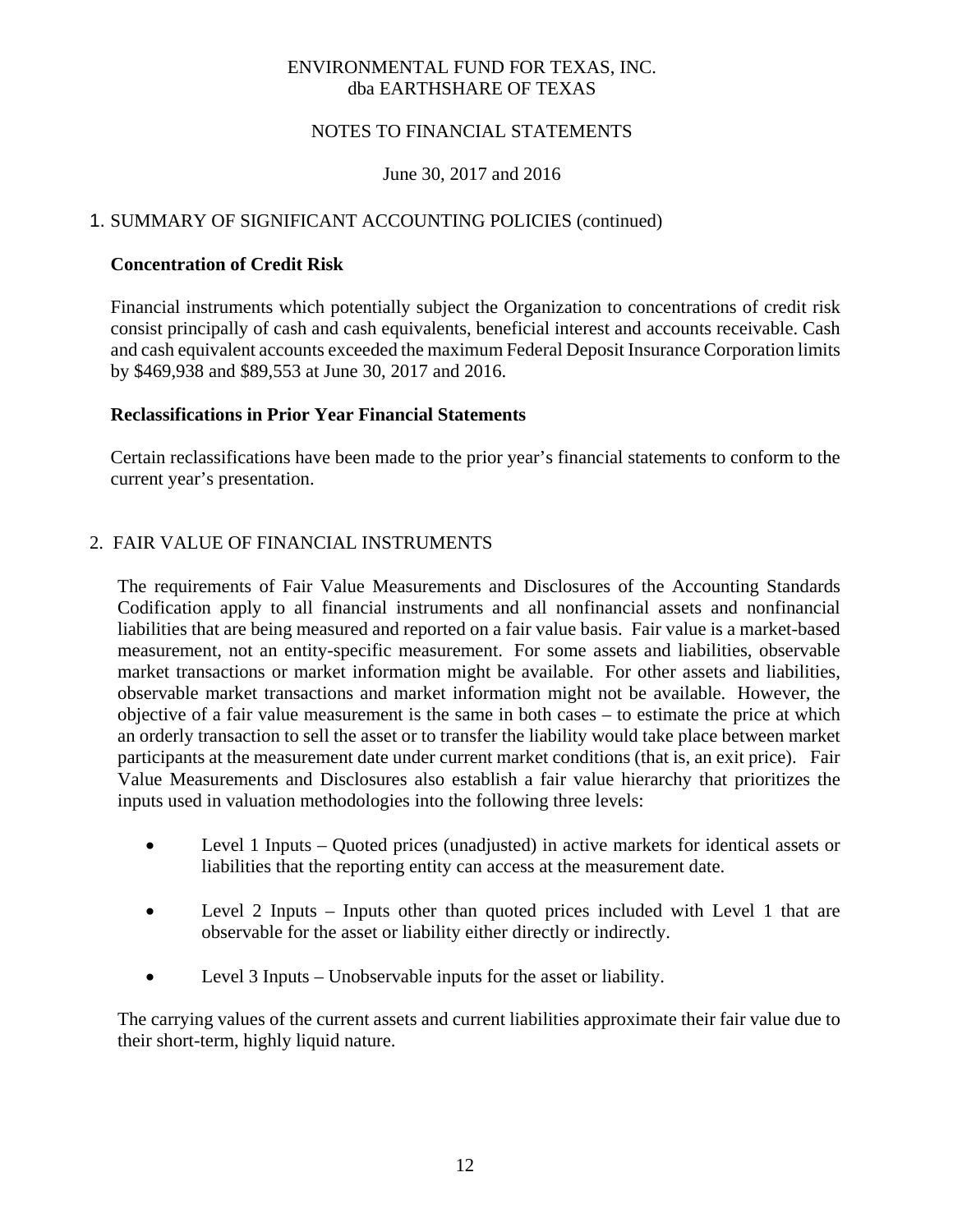## 1. SUMMARY OF SIGNIFICANT ACCOUNTING POLICIES (continued)

### Concentration of Credit Risk

Financial instruments which potentially subject the Organization to concentrations of credit risk consist principally of cash and cash equivalents, beneficial interest and accounts receivable. Cash and cash equivalent accounts exceeded the maximum Federal Deposit Insurance Corporation limits by $469,938 and $89,553 at June 30, 2017 and 2016.

### Reclassifications in Prior Year Financial Statements

Certain reclassifications have been made to the prior year's financial statements to conform to the current year's presentation.

## 2. FAIR VALUE OF FINANCIAL INSTRUMENTS

The requirements of Fair Value Measurements and Disclosures of the Accounting Standards Codification apply to all financial instruments and all nonfinancial assets and nonfinancial liabilities that are being measured and reported on a fair value basis. Fair value is a market-based measurement, not an entity-specific measurement. For some assets and liabilities, observable market transactions or market information might be available. For other assets and liabilities, observable market transactions and market information might not be available. However, the objective of a fair value measurement is the same in both cases – to estimate the price at which an orderly transaction to sell the asset or to transfer the liability would take place between market participants at the measurement date under current market conditions (that is, an exit price). Fair Value Measurements and Disclosures also establish a fair value hierarchy that prioritizes the inputs used in valuation methodologies into the following three levels:

- Level 1 Inputs – Quoted prices (unadjusted) in active markets for identical assets or liabilities that the reporting entity can access at the measurement date.
- Level 2 Inputs – Inputs other than quoted prices included with Level 1 that are observable for the asset or liability either directly or indirectly.
- Level 3 Inputs – Unobservable inputs for the asset or liability.

The carrying values of the current assets and current liabilities approximate their fair value due to their short-term, highly liquid nature.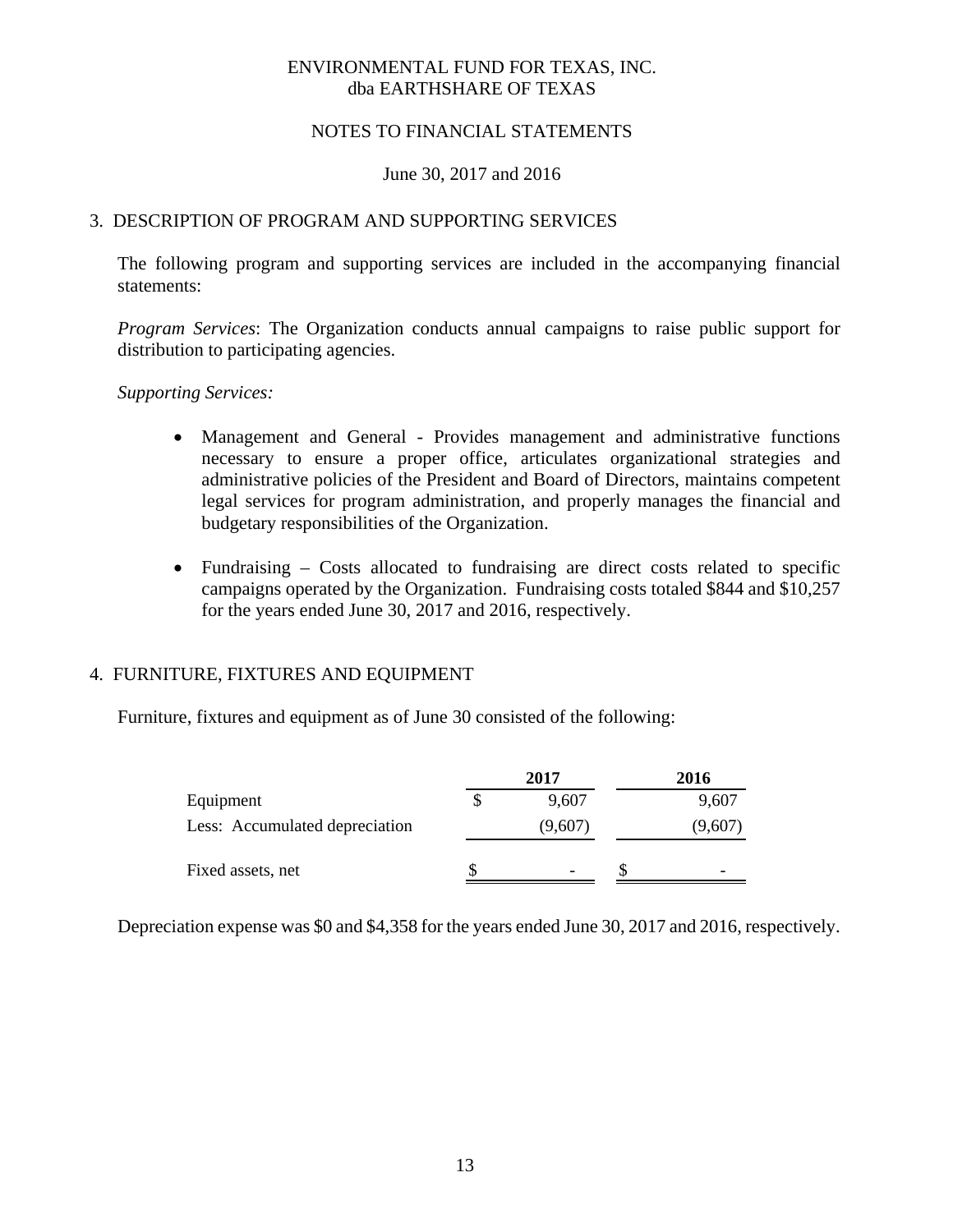# ENVIRONMENTAL FUND FOR TEXAS, INC.
dba EARTHSHARE OF TEXAS

NOTES TO FINANCIAL STATEMENTS

June 30, 2017 and 2016

## 3. DESCRIPTION OF PROGRAM AND SUPPORTING SERVICES

The following program and supporting services are included in the accompanying financial statements:

*Program Services*: The Organization conducts annual campaigns to raise public support for distribution to participating agencies.

*Supporting Services:*

- Management and General - Provides management and administrative functions necessary to ensure a proper office, articulates organizational strategies and administrative policies of the President and Board of Directors, maintains competent legal services for program administration, and properly manages the financial and budgetary responsibilities of the Organization.

- Fundraising – Costs allocated to fundraising are direct costs related to specific campaigns operated by the Organization. Fundraising costs totaled $844 and $10,257 for the years ended June 30, 2017 and 2016, respectively.

## 4. FURNITURE, FIXTURES AND EQUIPMENT

Furniture, fixtures and equipment as of June 30 consisted of the following:

| | 2017 | 2016 |
|---|---|---|
| Equipment | $ 9,607 | 9,607 |
| Less: Accumulated depreciation | (9,607) | (9,607) |
| Fixed assets, net | $ - | $ - |

Depreciation expense was $0 and $4,358 for the years ended June 30, 2017 and 2016, respectively.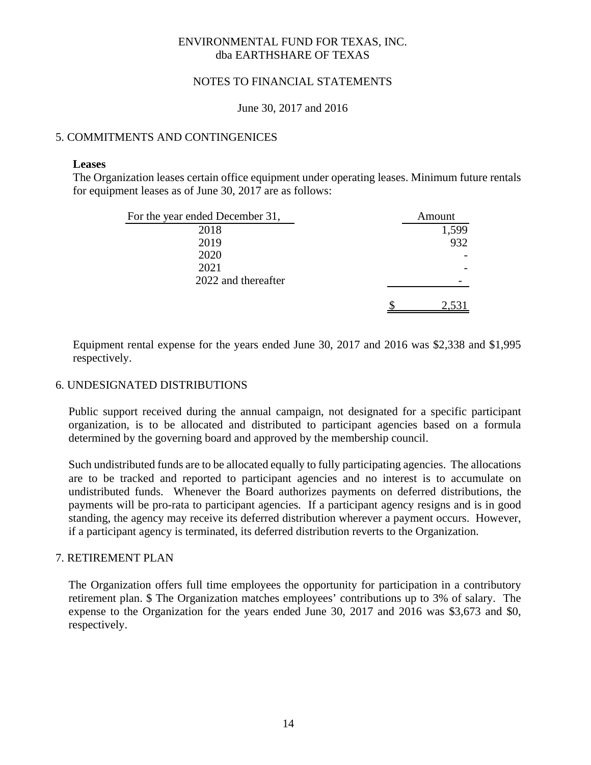ENVIRONMENTAL FUND FOR TEXAS, INC.
dba EARTHSHARE OF TEXAS

NOTES TO FINANCIAL STATEMENTS

June 30, 2017 and 2016

## 5. COMMITMENTS AND CONTINGENICES

**Leases**

The Organization leases certain office equipment under operating leases. Minimum future rentals for equipment leases as of June 30, 2017 are as follows:

| For the year ended December 31, | Amount |
|---|---|
| 2018 | 1,599 |
| 2019 | 932 |
| 2020 | - |
| 2021 | - |
| 2022 and thereafter | - |
| | $ 2,531 |

Equipment rental expense for the years ended June 30, 2017 and 2016 was $2,338 and $1,995 respectively.

## 6. UNDESIGNATED DISTRIBUTIONS

Public support received during the annual campaign, not designated for a specific participant organization, is to be allocated and distributed to participant agencies based on a formula determined by the governing board and approved by the membership council.

Such undistributed funds are to be allocated equally to fully participating agencies. The allocations are to be tracked and reported to participant agencies and no interest is to accumulate on undistributed funds. Whenever the Board authorizes payments on deferred distributions, the payments will be pro-rata to participant agencies. If a participant agency resigns and is in good standing, the agency may receive its deferred distribution wherever a payment occurs. However, if a participant agency is terminated, its deferred distribution reverts to the Organization.

## 7. RETIREMENT PLAN

The Organization offers full time employees the opportunity for participation in a contributory retirement plan. $ The Organization matches employees' contributions up to 3% of salary. The expense to the Organization for the years ended June 30, 2017 and 2016 was $3,673 and $0, respectively.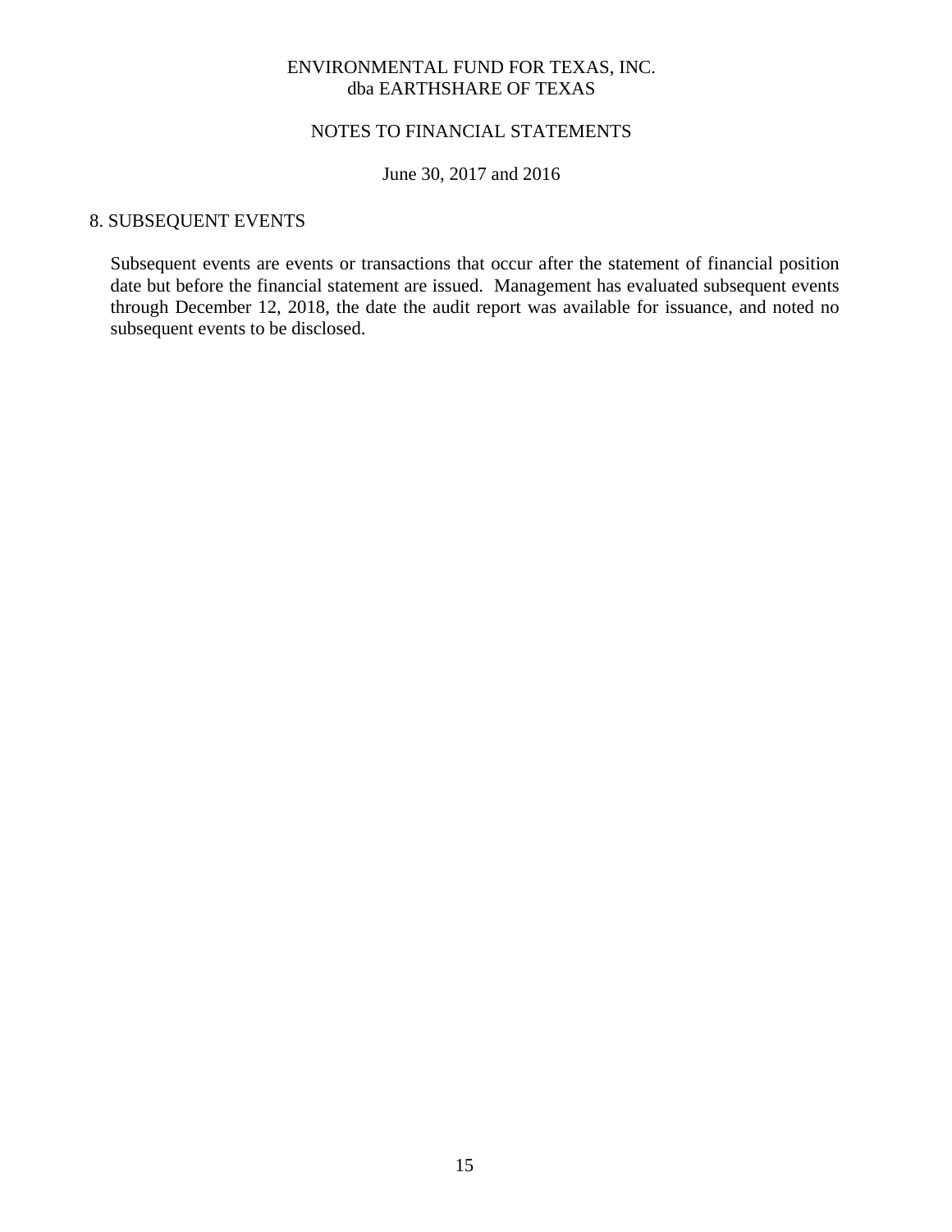ENVIRONMENTAL FUND FOR TEXAS, INC.
dba EARTHSHARE OF TEXAS

NOTES TO FINANCIAL STATEMENTS

June 30, 2017 and 2016

## 8. SUBSEQUENT EVENTS

Subsequent events are events or transactions that occur after the statement of financial position date but before the financial statement are issued. Management has evaluated subsequent events through December 12, 2018, the date the audit report was available for issuance, and noted no subsequent events to be disclosed.